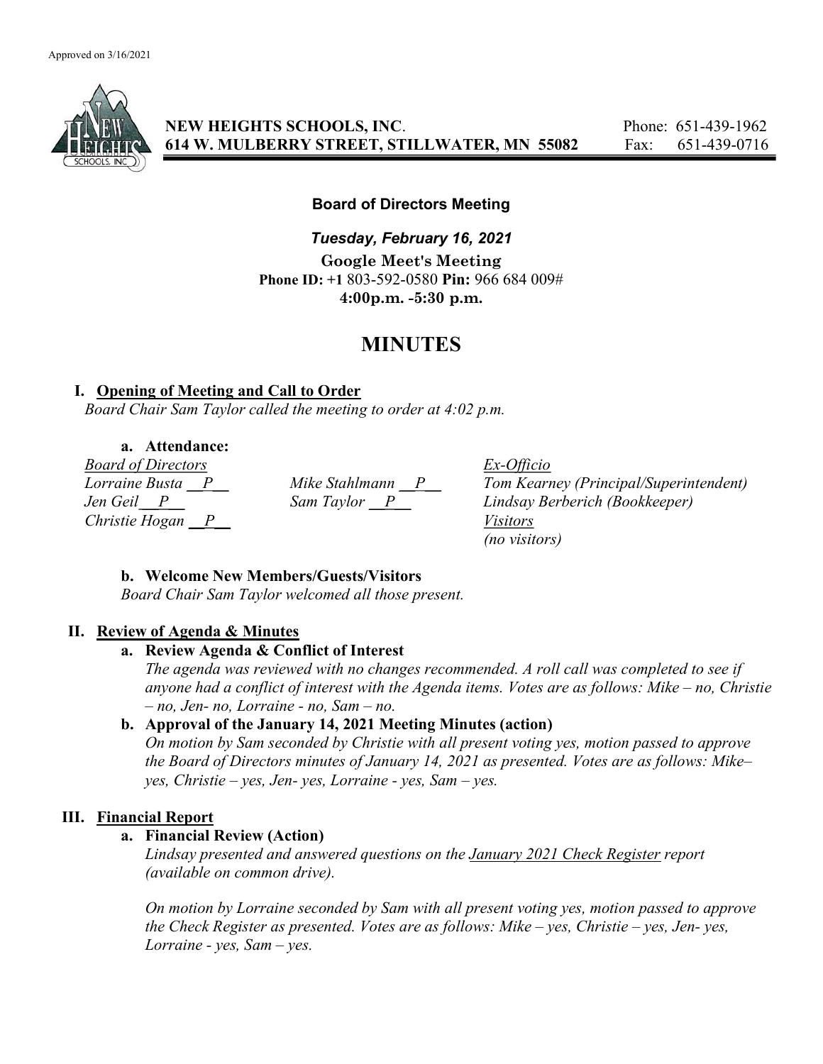Approved on 3/16/2021

**NEW HEIGHTS SCHOOLS, INC.**
**614 W. MULBERRY STREET, STILLWATER, MN 55082**

Phone: 651-439-1962
Fax: 651-439-0716

**Board of Directors Meeting**

***Tuesday, February 16, 2021***

**Google Meet's Meeting**
**Phone ID:** **+1** 803-592-0580 **Pin:** 966 684 009#
**4:00p.m. -5:30 p.m.**

# MINUTES

## I. Opening of Meeting and Call to Order

*Board Chair Sam Taylor called the meeting to order at 4:02 p.m.*

**a. Attendance:**

| *Board of Directors* | | *Ex-Officio* |
|---|---|---|
| *Lorraine Busta \_\_P\_\_* | *Mike Stahlmann \_\_P\_\_* | *Tom Kearney (Principal/Superintendent)* |
| *Jen Geil \_\_P\_\_* | *Sam Taylor \_\_P\_\_* | *Lindsay Berberich (Bookkeeper)* |
| *Christie Hogan \_\_P\_\_* | | *Visitors* |
| | | *(no visitors)* |

**b. Welcome New Members/Guests/Visitors**

*Board Chair Sam Taylor welcomed all those present.*

## II. Review of Agenda & Minutes

**a. Review Agenda & Conflict of Interest**

*The agenda was reviewed with no changes recommended. A roll call was completed to see if anyone had a conflict of interest with the Agenda items. Votes are as follows: Mike – no, Christie – no, Jen- no, Lorraine - no, Sam – no.*

**b. Approval of the January 14, 2021 Meeting Minutes (action)**

*On motion by Sam seconded by Christie with all present voting yes, motion passed to approve the Board of Directors minutes of January 14, 2021 as presented. Votes are as follows: Mike– yes, Christie – yes, Jen- yes, Lorraine - yes, Sam – yes.*

## III. Financial Report

**a. Financial Review (Action)**

*Lindsay presented and answered questions on the January 2021 Check Register report (available on common drive).*

*On motion by Lorraine seconded by Sam with all present voting yes, motion passed to approve the Check Register as presented. Votes are as follows: Mike – yes, Christie – yes, Jen- yes, Lorraine - yes, Sam – yes.*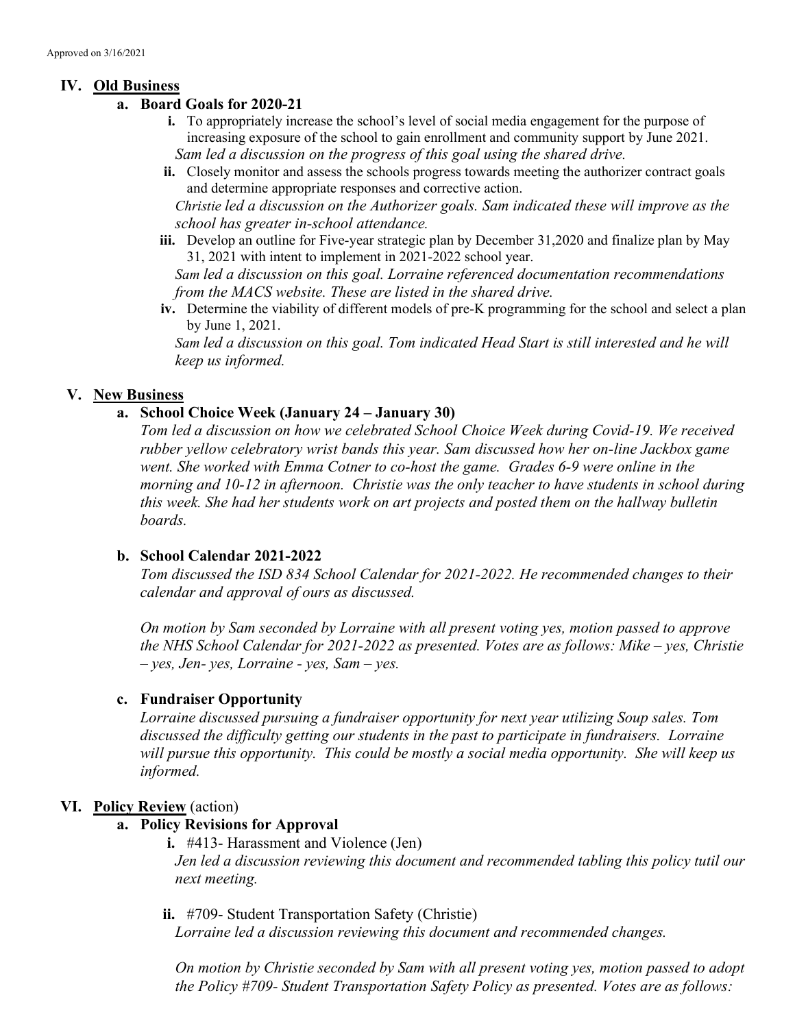Approved on 3/16/2021

## IV. Old Business

### a. Board Goals for 2020-21

i. To appropriately increase the school's level of social media engagement for the purpose of increasing exposure of the school to gain enrollment and community support by June 2021.
*Sam led a discussion on the progress of this goal using the shared drive.*

ii. Closely monitor and assess the schools progress towards meeting the authorizer contract goals and determine appropriate responses and corrective action.
*Christie led a discussion on the Authorizer goals. Sam indicated these will improve as the school has greater in-school attendance.*

iii. Develop an outline for Five-year strategic plan by December 31,2020 and finalize plan by May 31, 2021 with intent to implement in 2021-2022 school year.
*Sam led a discussion on this goal. Lorraine referenced documentation recommendations from the MACS website. These are listed in the shared drive.*

iv. Determine the viability of different models of pre-K programming for the school and select a plan by June 1, 2021.
*Sam led a discussion on this goal. Tom indicated Head Start is still interested and he will keep us informed.*

## V. New Business

### a. School Choice Week (January 24 – January 30)

*Tom led a discussion on how we celebrated School Choice Week during Covid-19. We received rubber yellow celebratory wrist bands this year. Sam discussed how her on-line Jackbox game went. She worked with Emma Cotner to co-host the game. Grades 6-9 were online in the morning and 10-12 in afternoon. Christie was the only teacher to have students in school during this week. She had her students work on art projects and posted them on the hallway bulletin boards.*

### b. School Calendar 2021-2022

*Tom discussed the ISD 834 School Calendar for 2021-2022. He recommended changes to their calendar and approval of ours as discussed.*

*On motion by Sam seconded by Lorraine with all present voting yes, motion passed to approve the NHS School Calendar for 2021-2022 as presented. Votes are as follows: Mike – yes, Christie – yes, Jen- yes, Lorraine - yes, Sam – yes.*

### c. Fundraiser Opportunity

*Lorraine discussed pursuing a fundraiser opportunity for next year utilizing Soup sales. Tom discussed the difficulty getting our students in the past to participate in fundraisers. Lorraine will pursue this opportunity. This could be mostly a social media opportunity. She will keep us informed.*

## VI. Policy Review (action)

### a. Policy Revisions for Approval

i. #413- Harassment and Violence (Jen)
*Jen led a discussion reviewing this document and recommended tabling this policy tutil our next meeting.*

ii. #709- Student Transportation Safety (Christie)
*Lorraine led a discussion reviewing this document and recommended changes.*

*On motion by Christie seconded by Sam with all present voting yes, motion passed to adopt the Policy #709- Student Transportation Safety Policy as presented. Votes are as follows:*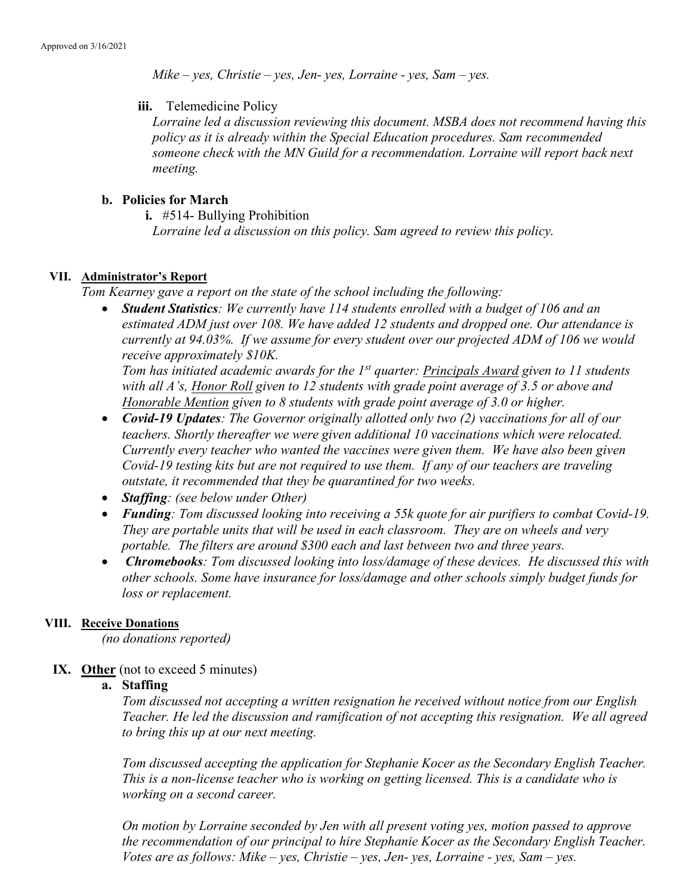*Mike – yes, Christie – yes, Jen- yes, Lorraine - yes, Sam – yes.*

**iii.** Telemedicine Policy

*Lorraine led a discussion reviewing this document. MSBA does not recommend having this policy as it is already within the Special Education procedures. Sam recommended someone check with the MN Guild for a recommendation. Lorraine will report back next meeting.*

**b. Policies for March**

**i.** #514- Bullying Prohibition

*Lorraine led a discussion on this policy. Sam agreed to review this policy.*

## VII. Administrator's Report

*Tom Kearney gave a report on the state of the school including the following:*

- ***Student Statistics**: We currently have 114 students enrolled with a budget of 106 and an estimated ADM just over 108. We have added 12 students and dropped one. Our attendance is currently at 94.03%. If we assume for every student over our projected ADM of 106 we would receive approximately $10K.*

  *Tom has initiated academic awards for the 1st quarter: Principals Award given to 11 students with all A's, Honor Roll given to 12 students with grade point average of 3.5 or above and Honorable Mention given to 8 students with grade point average of 3.0 or higher.*
- ***Covid-19 Updates**: The Governor originally allotted only two (2) vaccinations for all of our teachers. Shortly thereafter we were given additional 10 vaccinations which were relocated. Currently every teacher who wanted the vaccines were given them. We have also been given Covid-19 testing kits but are not required to use them. If any of our teachers are traveling outstate, it recommended that they be quarantined for two weeks.*
- ***Staffing**: (see below under Other)*
- ***Funding**: Tom discussed looking into receiving a 55k quote for air purifiers to combat Covid-19. They are portable units that will be used in each classroom. They are on wheels and very portable. The filters are around $300 each and last between two and three years.*
- ***Chromebooks**: Tom discussed looking into loss/damage of these devices. He discussed this with other schools. Some have insurance for loss/damage and other schools simply budget funds for loss or replacement.*

## VIII. Receive Donations

*(no donations reported)*

## IX. Other (not to exceed 5 minutes)

**a. Staffing**

*Tom discussed not accepting a written resignation he received without notice from our English Teacher. He led the discussion and ramification of not accepting this resignation. We all agreed to bring this up at our next meeting.*

*Tom discussed accepting the application for Stephanie Kocer as the Secondary English Teacher. This is a non-license teacher who is working on getting licensed. This is a candidate who is working on a second career.*

*On motion by Lorraine seconded by Jen with all present voting yes, motion passed to approve the recommendation of our principal to hire Stephanie Kocer as the Secondary English Teacher. Votes are as follows: Mike – yes, Christie – yes, Jen- yes, Lorraine - yes, Sam – yes.*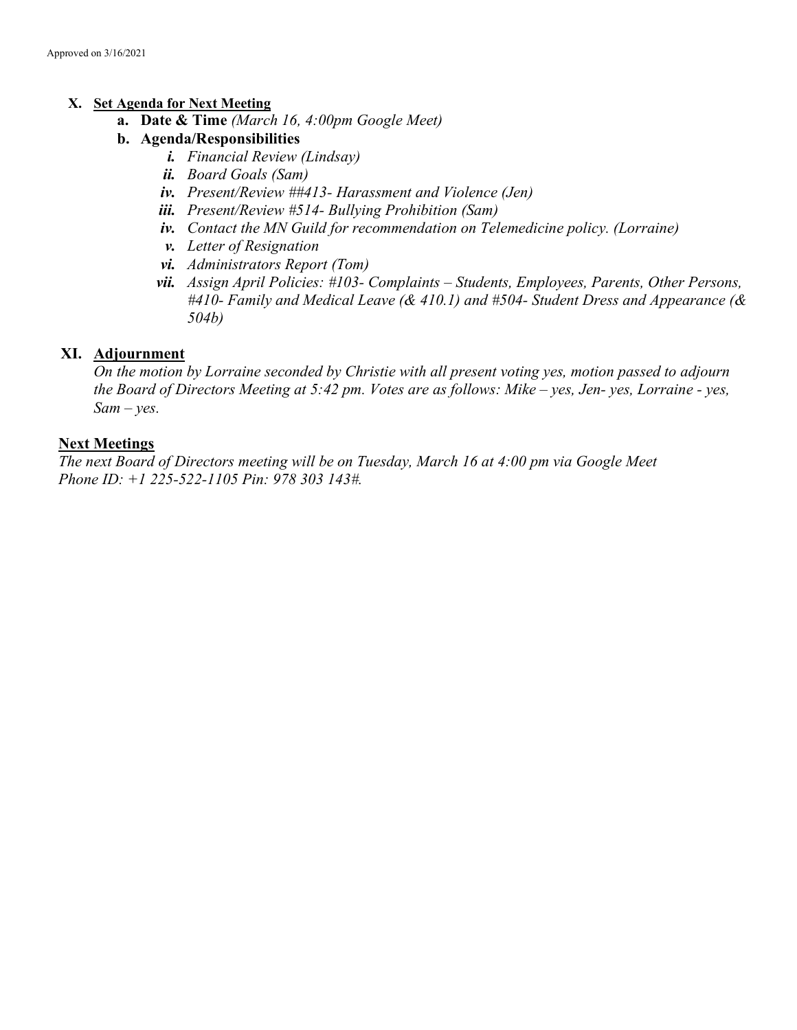Approved on 3/16/2021

**X. Set Agenda for Next Meeting**

**a. Date & Time** *(March 16, 4:00pm Google Meet)*

**b. Agenda/Responsibilities**

*i. Financial Review (Lindsay)*

*ii. Board Goals (Sam)*

*iv. Present/Review ##413- Harassment and Violence (Jen)*

*iii. Present/Review #514- Bullying Prohibition (Sam)*

*iv. Contact the MN Guild for recommendation on Telemedicine policy. (Lorraine)*

*v. Letter of Resignation*

*vi. Administrators Report (Tom)*

*vii. Assign April Policies: #103- Complaints – Students, Employees, Parents, Other Persons, #410- Family and Medical Leave (& 410.1) and #504- Student Dress and Appearance (& 504b)*

**XI. Adjournment**

*On the motion by Lorraine seconded by Christie with all present voting yes, motion passed to adjourn the Board of Directors Meeting at 5:42 pm. Votes are as follows: Mike – yes, Jen- yes, Lorraine - yes, Sam – yes.*

**Next Meetings**

*The next Board of Directors meeting will be on Tuesday, March 16 at 4:00 pm via Google Meet Phone ID: +1 225-522-1105 Pin: 978 303 143#.*